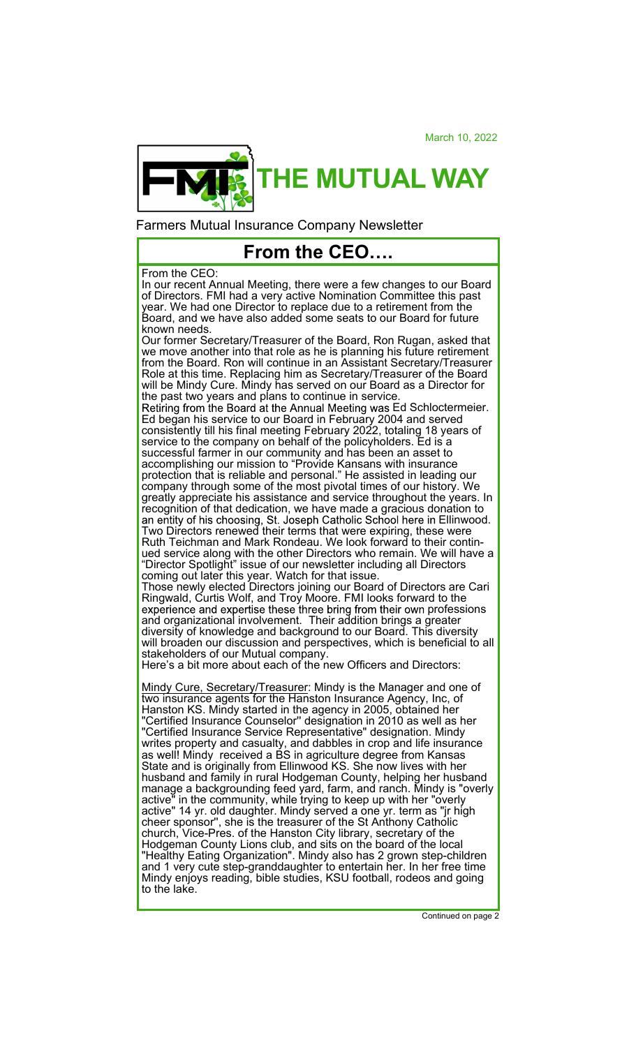March 10, 2022

# THE MUTUAL WAY

Farmers Mutual Insurance Company Newsletter

## From the CEO….

From the CEO:

In our recent Annual Meeting, there were a few changes to our Board of Directors. FMI had a very active Nomination Committee this past year. We had one Director to replace due to a retirement from the Board, and we have also added some seats to our Board for future known needs.

Our former Secretary/Treasurer of the Board, Ron Rugan, asked that we move another into that role as he is planning his future retirement from the Board. Ron will continue in an Assistant Secretary/Treasurer Role at this time. Replacing him as Secretary/Treasurer of the Board will be Mindy Cure. Mindy has served on our Board as a Director for the past two years and plans to continue in service.

Retiring from the Board at the Annual Meeting was Ed Schloctermeier. Ed began his service to our Board in February 2004 and served consistently till his final meeting February 2022, totaling 18 years of service to the company on behalf of the policyholders. Ed is a successful farmer in our community and has been an asset to accomplishing our mission to "Provide Kansans with insurance protection that is reliable and personal." He assisted in leading our company through some of the most pivotal times of our history. We greatly appreciate his assistance and service throughout the years. In recognition of that dedication, we have made a gracious donation to an entity of his choosing, St. Joseph Catholic School here in Ellinwood.

Two Directors renewed their terms that were expiring, these were Ruth Teichman and Mark Rondeau. We look forward to their continued service along with the other Directors who remain. We will have a "Director Spotlight" issue of our newsletter including all Directors coming out later this year. Watch for that issue.

Those newly elected Directors joining our Board of Directors are Cari Ringwald, Curtis Wolf, and Troy Moore. FMI looks forward to the experience and expertise these three bring from their own professions and organizational involvement. Their addition brings a greater diversity of knowledge and background to our Board. This diversity will broaden our discussion and perspectives, which is beneficial to all stakeholders of our Mutual company.

Here's a bit more about each of the new Officers and Directors:

<u>Mindy Cure, Secretary/Treasurer</u>: Mindy is the Manager and one of two insurance agents for the Hanston Insurance Agency, Inc, of Hanston KS. Mindy started in the agency in 2005, obtained her "Certified Insurance Counselor" designation in 2010 as well as her "Certified Insurance Service Representative" designation. Mindy writes property and casualty, and dabbles in crop and life insurance as well! Mindy received a BS in agriculture degree from Kansas State and is originally from Ellinwood KS. She now lives with her husband and family in rural Hodgeman County, helping her husband manage a backgrounding feed yard, farm, and ranch. Mindy is "overly active" in the community, while trying to keep up with her "overly active" 14 yr. old daughter. Mindy served a one yr. term as "jr high cheer sponsor", she is the treasurer of the St Anthony Catholic church, Vice-Pres. of the Hanston City library, secretary of the Hodgeman County Lions club, and sits on the board of the local "Healthy Eating Organization". Mindy also has 2 grown step-children and 1 very cute step-granddaughter to entertain her. In her free time Mindy enjoys reading, bible studies, KSU football, rodeos and going to the lake.

Continued on page 2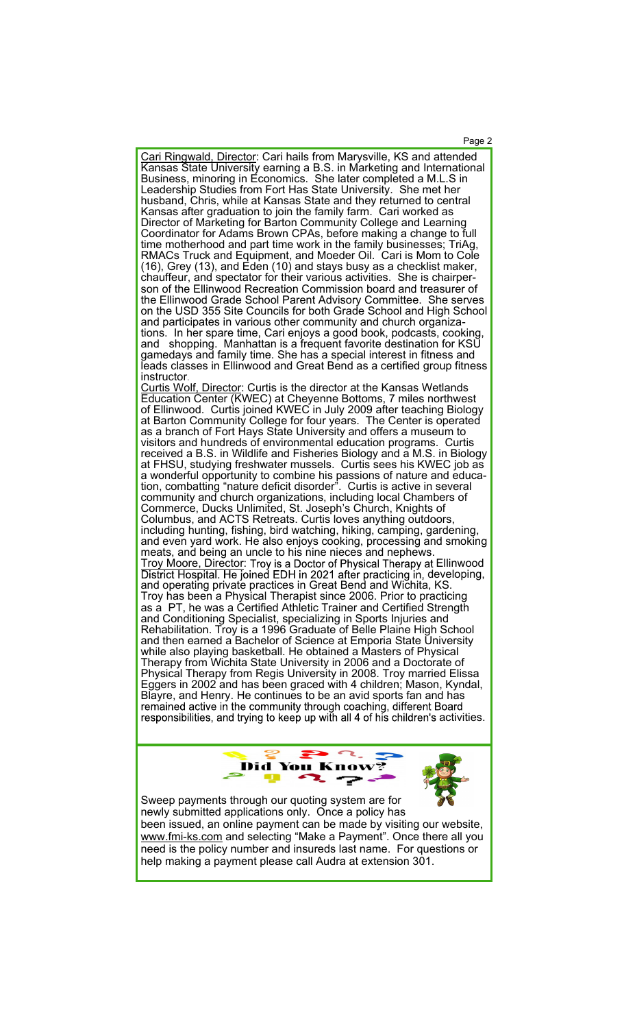Cari Ringwald, Director: Cari hails from Marysville, KS and attended Kansas State University earning a B.S. in Marketing and International Business, minoring in Economics. She later completed a M.L.S in Leadership Studies from Fort Has State University. She met her husband, Chris, while at Kansas State and they returned to central Kansas after graduation to join the family farm. Cari worked as Director of Marketing for Barton Community College and Learning Coordinator for Adams Brown CPAs, before making a change to full time motherhood and part time work in the family businesses; TriAg, RMACs Truck and Equipment, and Moeder Oil. Cari is Mom to Cole (16), Grey (13), and Eden (10) and stays busy as a checklist maker, chauffeur, and spectator for their various activities. She is chairperson of the Ellinwood Recreation Commission board and treasurer of the Ellinwood Grade School Parent Advisory Committee. She serves on the USD 355 Site Councils for both Grade School and High School and participates in various other community and church organizations. In her spare time, Cari enjoys a good book, podcasts, cooking, and shopping. Manhattan is a frequent favorite destination for KSU gamedays and family time. She has a special interest in fitness and leads classes in Ellinwood and Great Bend as a certified group fitness instructor.

Curtis Wolf, Director: Curtis is the director at the Kansas Wetlands Education Center (KWEC) at Cheyenne Bottoms, 7 miles northwest of Ellinwood. Curtis joined KWEC in July 2009 after teaching Biology at Barton Community College for four years. The Center is operated as a branch of Fort Hays State University and offers a museum to visitors and hundreds of environmental education programs. Curtis received a B.S. in Wildlife and Fisheries Biology and a M.S. in Biology at FHSU, studying freshwater mussels. Curtis sees his KWEC job as a wonderful opportunity to combine his passions of nature and education, combatting "nature deficit disorder". Curtis is active in several community and church organizations, including local Chambers of Commerce, Ducks Unlimited, St. Joseph's Church, Knights of Columbus, and ACTS Retreats. Curtis loves anything outdoors, including hunting, fishing, bird watching, hiking, camping, gardening, and even yard work. He also enjoys cooking, processing and smoking meats, and being an uncle to his nine nieces and nephews.

Troy Moore, Director: Troy is a Doctor of Physical Therapy at Ellinwood District Hospital. He joined EDH in 2021 after practicing in, developing, and operating private practices in Great Bend and Wichita, KS. Troy has been a Physical Therapist since 2006. Prior to practicing as a PT, he was a Certified Athletic Trainer and Certified Strength and Conditioning Specialist, specializing in Sports Injuries and Rehabilitation. Troy is a 1996 Graduate of Belle Plaine High School and then earned a Bachelor of Science at Emporia State University while also playing basketball. He obtained a Masters of Physical Therapy from Wichita State University in 2006 and a Doctorate of Physical Therapy from Regis University in 2008. Troy married Elissa Eggers in 2002 and has been graced with 4 children; Mason, Kyndal, Blayre, and Henry. He continues to be an avid sports fan and has remained active in the community through coaching, different Board responsibilities, and trying to keep up with all 4 of his children's activities.

## Did You Know?

Sweep payments through our quoting system are for newly submitted applications only. Once a policy has been issued, an online payment can be made by visiting our website, www.fmi-ks.com and selecting "Make a Payment". Once there all you need is the policy number and insureds last name. For questions or help making a payment please call Audra at extension 301.